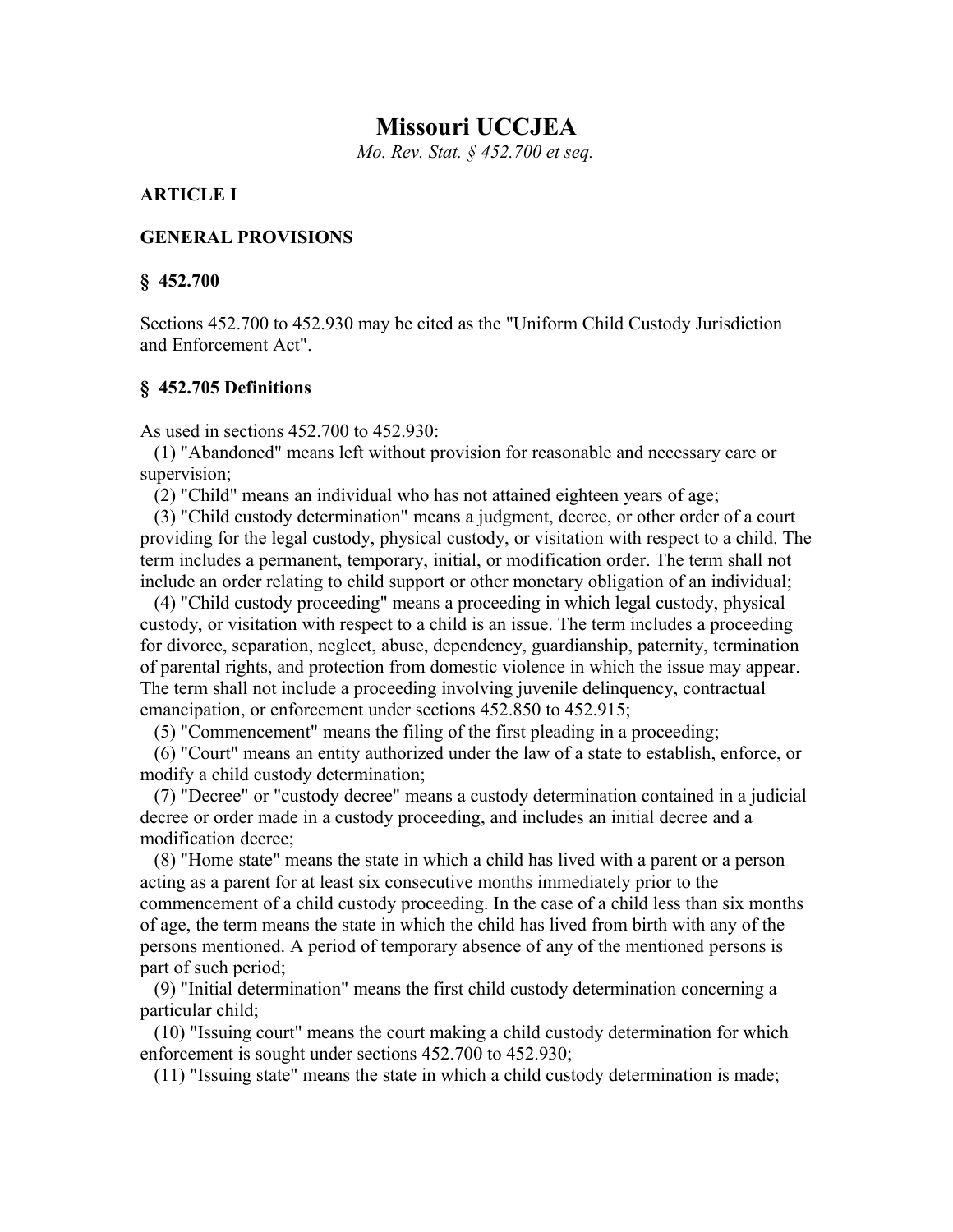# Missouri UCCJEA

*Mo. Rev. Stat. § 452.700 et seq.*

**ARTICLE I**

**GENERAL PROVISIONS**

**§ 452.700**

Sections 452.700 to 452.930 may be cited as the "Uniform Child Custody Jurisdiction and Enforcement Act".

**§ 452.705 Definitions**

As used in sections 452.700 to 452.930:

(1) "Abandoned" means left without provision for reasonable and necessary care or supervision;

(2) "Child" means an individual who has not attained eighteen years of age;

(3) "Child custody determination" means a judgment, decree, or other order of a court providing for the legal custody, physical custody, or visitation with respect to a child. The term includes a permanent, temporary, initial, or modification order. The term shall not include an order relating to child support or other monetary obligation of an individual;

(4) "Child custody proceeding" means a proceeding in which legal custody, physical custody, or visitation with respect to a child is an issue. The term includes a proceeding for divorce, separation, neglect, abuse, dependency, guardianship, paternity, termination of parental rights, and protection from domestic violence in which the issue may appear. The term shall not include a proceeding involving juvenile delinquency, contractual emancipation, or enforcement under sections 452.850 to 452.915;

(5) "Commencement" means the filing of the first pleading in a proceeding;

(6) "Court" means an entity authorized under the law of a state to establish, enforce, or modify a child custody determination;

(7) "Decree" or "custody decree" means a custody determination contained in a judicial decree or order made in a custody proceeding, and includes an initial decree and a modification decree;

(8) "Home state" means the state in which a child has lived with a parent or a person acting as a parent for at least six consecutive months immediately prior to the commencement of a child custody proceeding. In the case of a child less than six months of age, the term means the state in which the child has lived from birth with any of the persons mentioned. A period of temporary absence of any of the mentioned persons is part of such period;

(9) "Initial determination" means the first child custody determination concerning a particular child;

(10) "Issuing court" means the court making a child custody determination for which enforcement is sought under sections 452.700 to 452.930;

(11) "Issuing state" means the state in which a child custody determination is made;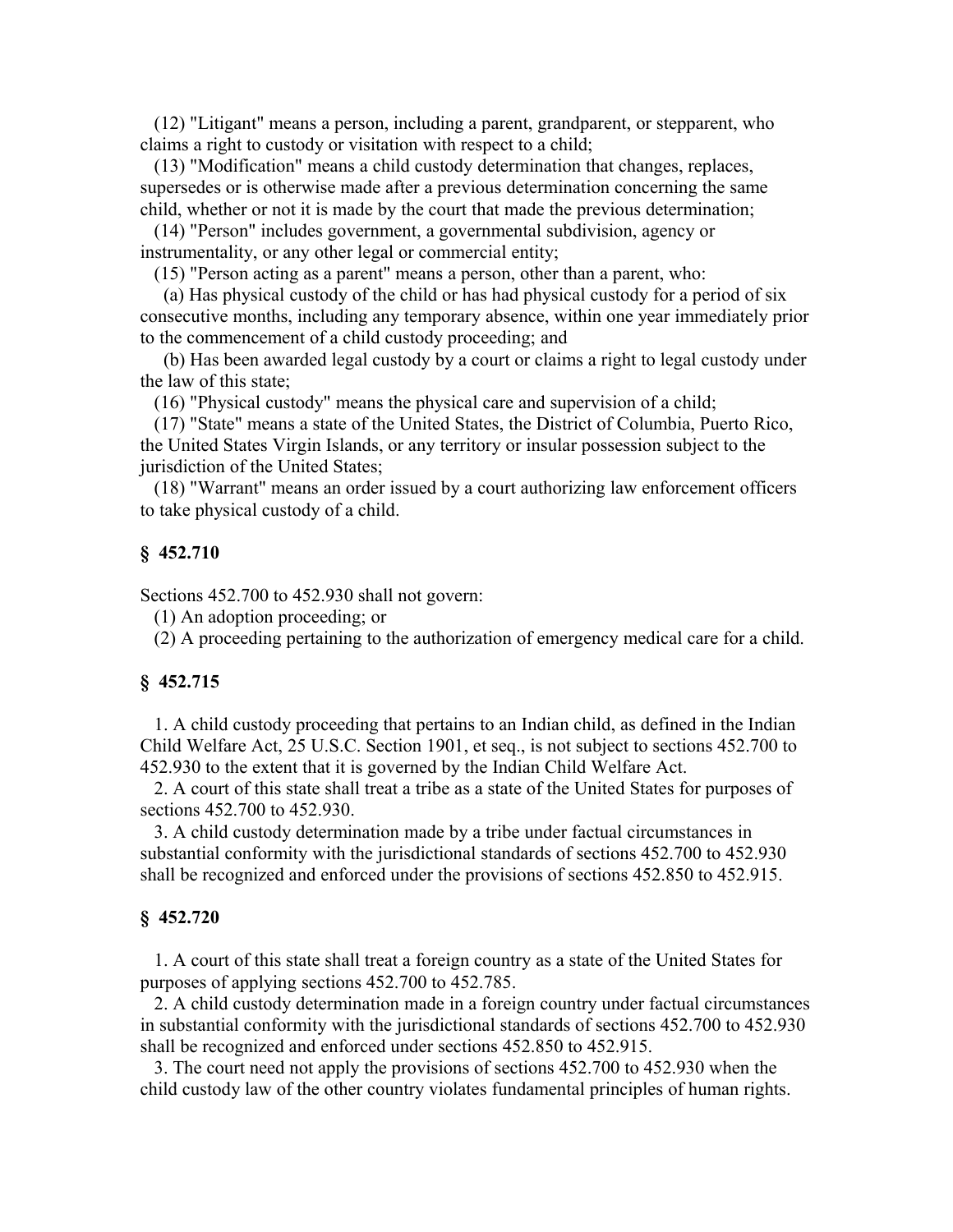(12) "Litigant" means a person, including a parent, grandparent, or stepparent, who claims a right to custody or visitation with respect to a child;

(13) "Modification" means a child custody determination that changes, replaces, supersedes or is otherwise made after a previous determination concerning the same child, whether or not it is made by the court that made the previous determination;

(14) "Person" includes government, a governmental subdivision, agency or instrumentality, or any other legal or commercial entity;

(15) "Person acting as a parent" means a person, other than a parent, who:

(a) Has physical custody of the child or has had physical custody for a period of six consecutive months, including any temporary absence, within one year immediately prior to the commencement of a child custody proceeding; and

(b) Has been awarded legal custody by a court or claims a right to legal custody under the law of this state;

(16) "Physical custody" means the physical care and supervision of a child;

(17) "State" means a state of the United States, the District of Columbia, Puerto Rico, the United States Virgin Islands, or any territory or insular possession subject to the jurisdiction of the United States;

(18) "Warrant" means an order issued by a court authorizing law enforcement officers to take physical custody of a child.

### § 452.710

Sections 452.700 to 452.930 shall not govern:

(1) An adoption proceeding; or

(2) A proceeding pertaining to the authorization of emergency medical care for a child.

### § 452.715

1. A child custody proceeding that pertains to an Indian child, as defined in the Indian Child Welfare Act, 25 U.S.C. Section 1901, et seq., is not subject to sections 452.700 to 452.930 to the extent that it is governed by the Indian Child Welfare Act.

2. A court of this state shall treat a tribe as a state of the United States for purposes of sections 452.700 to 452.930.

3. A child custody determination made by a tribe under factual circumstances in substantial conformity with the jurisdictional standards of sections 452.700 to 452.930 shall be recognized and enforced under the provisions of sections 452.850 to 452.915.

### § 452.720

1. A court of this state shall treat a foreign country as a state of the United States for purposes of applying sections 452.700 to 452.785.

2. A child custody determination made in a foreign country under factual circumstances in substantial conformity with the jurisdictional standards of sections 452.700 to 452.930 shall be recognized and enforced under sections 452.850 to 452.915.

3. The court need not apply the provisions of sections 452.700 to 452.930 when the child custody law of the other country violates fundamental principles of human rights.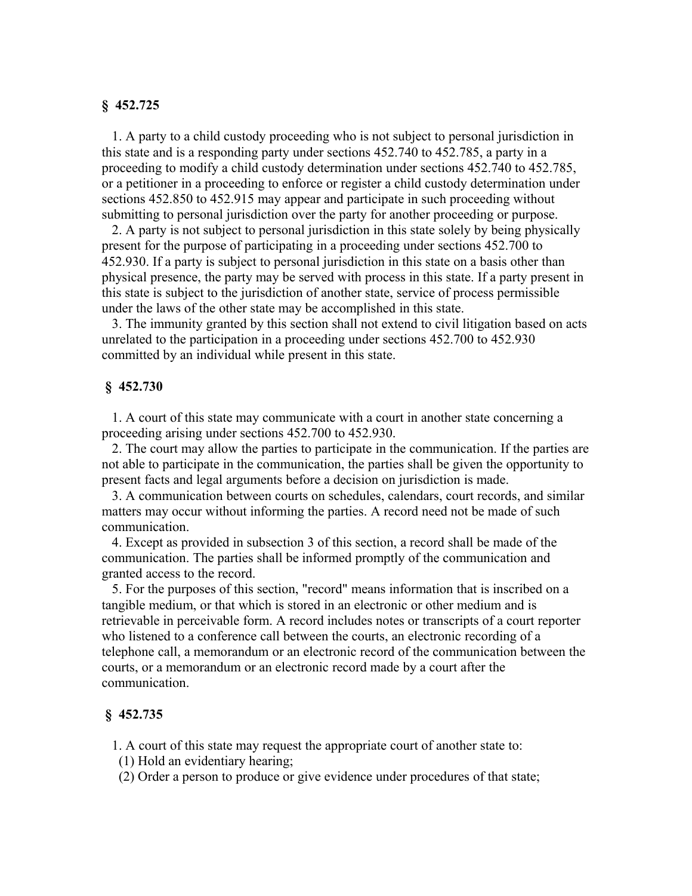**§ 452.725**

1. A party to a child custody proceeding who is not subject to personal jurisdiction in this state and is a responding party under sections 452.740 to 452.785, a party in a proceeding to modify a child custody determination under sections 452.740 to 452.785, or a petitioner in a proceeding to enforce or register a child custody determination under sections 452.850 to 452.915 may appear and participate in such proceeding without submitting to personal jurisdiction over the party for another proceeding or purpose.

2. A party is not subject to personal jurisdiction in this state solely by being physically present for the purpose of participating in a proceeding under sections 452.700 to 452.930. If a party is subject to personal jurisdiction in this state on a basis other than physical presence, the party may be served with process in this state. If a party present in this state is subject to the jurisdiction of another state, service of process permissible under the laws of the other state may be accomplished in this state.

3. The immunity granted by this section shall not extend to civil litigation based on acts unrelated to the participation in a proceeding under sections 452.700 to 452.930 committed by an individual while present in this state.

**§ 452.730**

1. A court of this state may communicate with a court in another state concerning a proceeding arising under sections 452.700 to 452.930.

2. The court may allow the parties to participate in the communication. If the parties are not able to participate in the communication, the parties shall be given the opportunity to present facts and legal arguments before a decision on jurisdiction is made.

3. A communication between courts on schedules, calendars, court records, and similar matters may occur without informing the parties. A record need not be made of such communication.

4. Except as provided in subsection 3 of this section, a record shall be made of the communication. The parties shall be informed promptly of the communication and granted access to the record.

5. For the purposes of this section, "record" means information that is inscribed on a tangible medium, or that which is stored in an electronic or other medium and is retrievable in perceivable form. A record includes notes or transcripts of a court reporter who listened to a conference call between the courts, an electronic recording of a telephone call, a memorandum or an electronic record of the communication between the courts, or a memorandum or an electronic record made by a court after the communication.

**§ 452.735**

1. A court of this state may request the appropriate court of another state to:

(1) Hold an evidentiary hearing;

(2) Order a person to produce or give evidence under procedures of that state;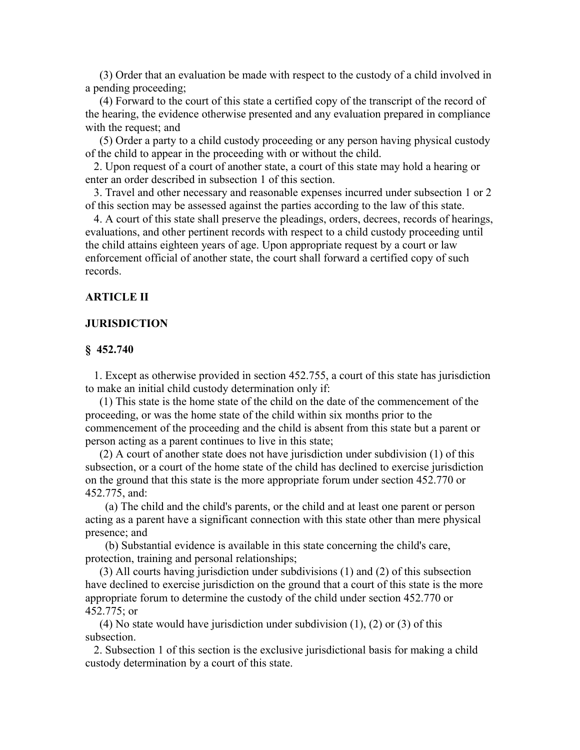(3) Order that an evaluation be made with respect to the custody of a child involved in a pending proceeding;

(4) Forward to the court of this state a certified copy of the transcript of the record of the hearing, the evidence otherwise presented and any evaluation prepared in compliance with the request; and

(5) Order a party to a child custody proceeding or any person having physical custody of the child to appear in the proceeding with or without the child.

2. Upon request of a court of another state, a court of this state may hold a hearing or enter an order described in subsection 1 of this section.

3. Travel and other necessary and reasonable expenses incurred under subsection 1 or 2 of this section may be assessed against the parties according to the law of this state.

4. A court of this state shall preserve the pleadings, orders, decrees, records of hearings, evaluations, and other pertinent records with respect to a child custody proceeding until the child attains eighteen years of age. Upon appropriate request by a court or law enforcement official of another state, the court shall forward a certified copy of such records.

## ARTICLE II

## JURISDICTION

### § 452.740

1. Except as otherwise provided in section 452.755, a court of this state has jurisdiction to make an initial child custody determination only if:

(1) This state is the home state of the child on the date of the commencement of the proceeding, or was the home state of the child within six months prior to the commencement of the proceeding and the child is absent from this state but a parent or person acting as a parent continues to live in this state;

(2) A court of another state does not have jurisdiction under subdivision (1) of this subsection, or a court of the home state of the child has declined to exercise jurisdiction on the ground that this state is the more appropriate forum under section 452.770 or 452.775, and:

(a) The child and the child's parents, or the child and at least one parent or person acting as a parent have a significant connection with this state other than mere physical presence; and

(b) Substantial evidence is available in this state concerning the child's care, protection, training and personal relationships;

(3) All courts having jurisdiction under subdivisions (1) and (2) of this subsection have declined to exercise jurisdiction on the ground that a court of this state is the more appropriate forum to determine the custody of the child under section 452.770 or 452.775; or

(4) No state would have jurisdiction under subdivision (1), (2) or (3) of this subsection.

2. Subsection 1 of this section is the exclusive jurisdictional basis for making a child custody determination by a court of this state.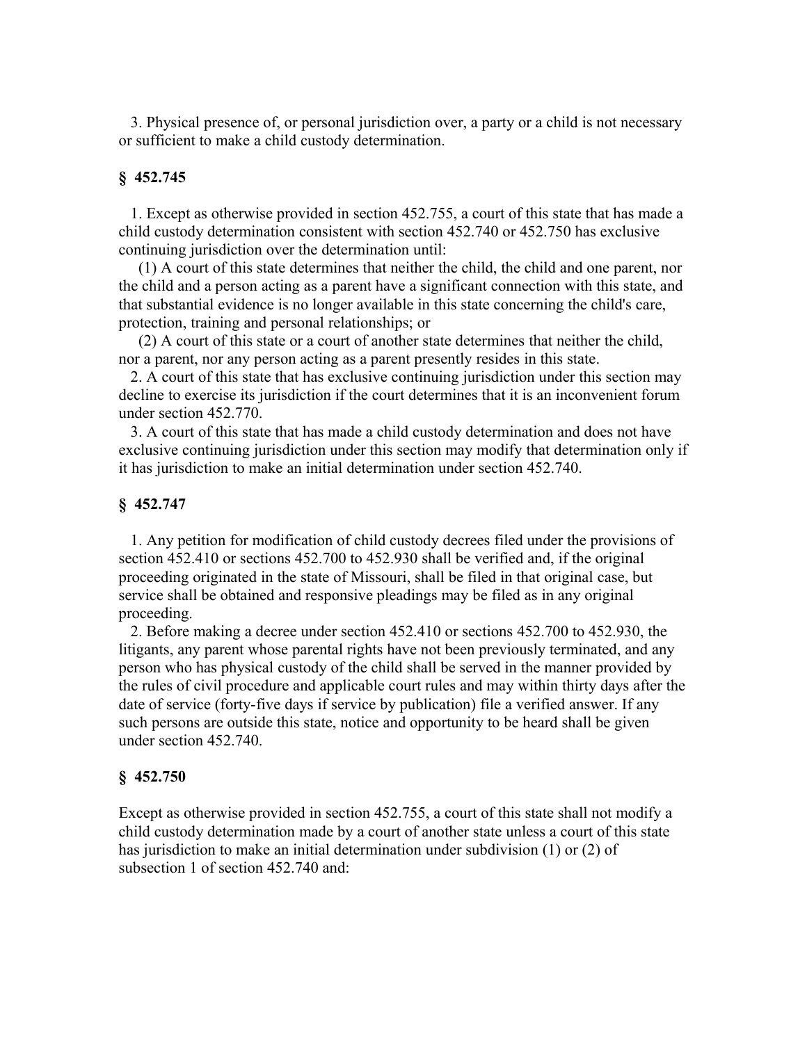3. Physical presence of, or personal jurisdiction over, a party or a child is not necessary or sufficient to make a child custody determination.

**§ 452.745**

1. Except as otherwise provided in section 452.755, a court of this state that has made a child custody determination consistent with section 452.740 or 452.750 has exclusive continuing jurisdiction over the determination until:

(1) A court of this state determines that neither the child, the child and one parent, nor the child and a person acting as a parent have a significant connection with this state, and that substantial evidence is no longer available in this state concerning the child's care, protection, training and personal relationships; or

(2) A court of this state or a court of another state determines that neither the child, nor a parent, nor any person acting as a parent presently resides in this state.

2. A court of this state that has exclusive continuing jurisdiction under this section may decline to exercise its jurisdiction if the court determines that it is an inconvenient forum under section 452.770.

3. A court of this state that has made a child custody determination and does not have exclusive continuing jurisdiction under this section may modify that determination only if it has jurisdiction to make an initial determination under section 452.740.

**§ 452.747**

1. Any petition for modification of child custody decrees filed under the provisions of section 452.410 or sections 452.700 to 452.930 shall be verified and, if the original proceeding originated in the state of Missouri, shall be filed in that original case, but service shall be obtained and responsive pleadings may be filed as in any original proceeding.

2. Before making a decree under section 452.410 or sections 452.700 to 452.930, the litigants, any parent whose parental rights have not been previously terminated, and any person who has physical custody of the child shall be served in the manner provided by the rules of civil procedure and applicable court rules and may within thirty days after the date of service (forty-five days if service by publication) file a verified answer. If any such persons are outside this state, notice and opportunity to be heard shall be given under section 452.740.

**§ 452.750**

Except as otherwise provided in section 452.755, a court of this state shall not modify a child custody determination made by a court of another state unless a court of this state has jurisdiction to make an initial determination under subdivision (1) or (2) of subsection 1 of section 452.740 and: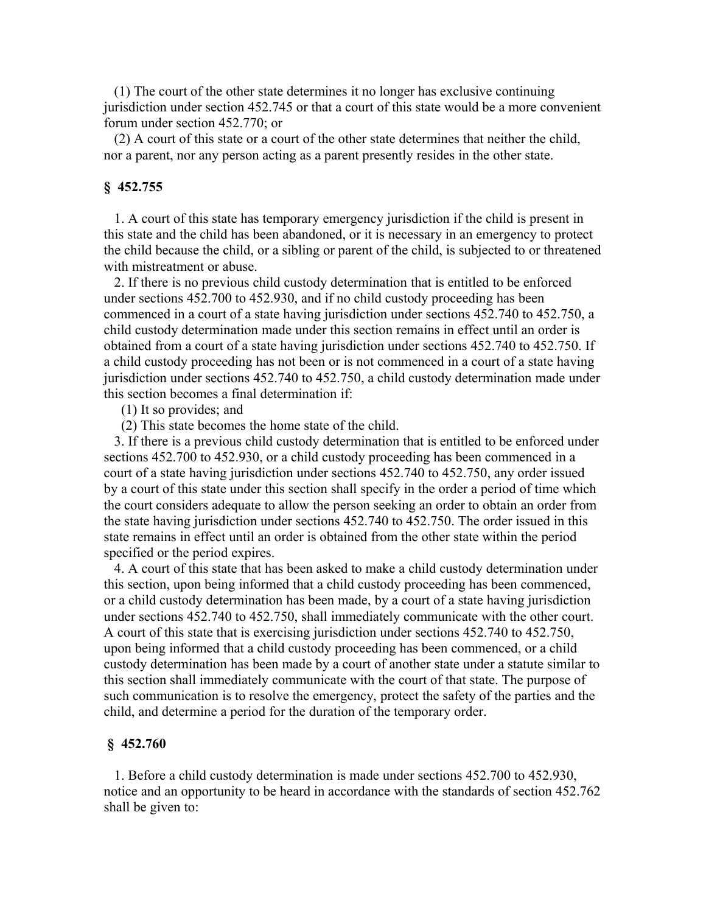(1) The court of the other state determines it no longer has exclusive continuing jurisdiction under section 452.745 or that a court of this state would be a more convenient forum under section 452.770; or

(2) A court of this state or a court of the other state determines that neither the child, nor a parent, nor any person acting as a parent presently resides in the other state.

### § 452.755

1. A court of this state has temporary emergency jurisdiction if the child is present in this state and the child has been abandoned, or it is necessary in an emergency to protect the child because the child, or a sibling or parent of the child, is subjected to or threatened with mistreatment or abuse.

2. If there is no previous child custody determination that is entitled to be enforced under sections 452.700 to 452.930, and if no child custody proceeding has been commenced in a court of a state having jurisdiction under sections 452.740 to 452.750, a child custody determination made under this section remains in effect until an order is obtained from a court of a state having jurisdiction under sections 452.740 to 452.750. If a child custody proceeding has not been or is not commenced in a court of a state having jurisdiction under sections 452.740 to 452.750, a child custody determination made under this section becomes a final determination if:

(1) It so provides; and

(2) This state becomes the home state of the child.

3. If there is a previous child custody determination that is entitled to be enforced under sections 452.700 to 452.930, or a child custody proceeding has been commenced in a court of a state having jurisdiction under sections 452.740 to 452.750, any order issued by a court of this state under this section shall specify in the order a period of time which the court considers adequate to allow the person seeking an order to obtain an order from the state having jurisdiction under sections 452.740 to 452.750. The order issued in this state remains in effect until an order is obtained from the other state within the period specified or the period expires.

4. A court of this state that has been asked to make a child custody determination under this section, upon being informed that a child custody proceeding has been commenced, or a child custody determination has been made, by a court of a state having jurisdiction under sections 452.740 to 452.750, shall immediately communicate with the other court. A court of this state that is exercising jurisdiction under sections 452.740 to 452.750, upon being informed that a child custody proceeding has been commenced, or a child custody determination has been made by a court of another state under a statute similar to this section shall immediately communicate with the court of that state. The purpose of such communication is to resolve the emergency, protect the safety of the parties and the child, and determine a period for the duration of the temporary order.

### § 452.760

1. Before a child custody determination is made under sections 452.700 to 452.930, notice and an opportunity to be heard in accordance with the standards of section 452.762 shall be given to: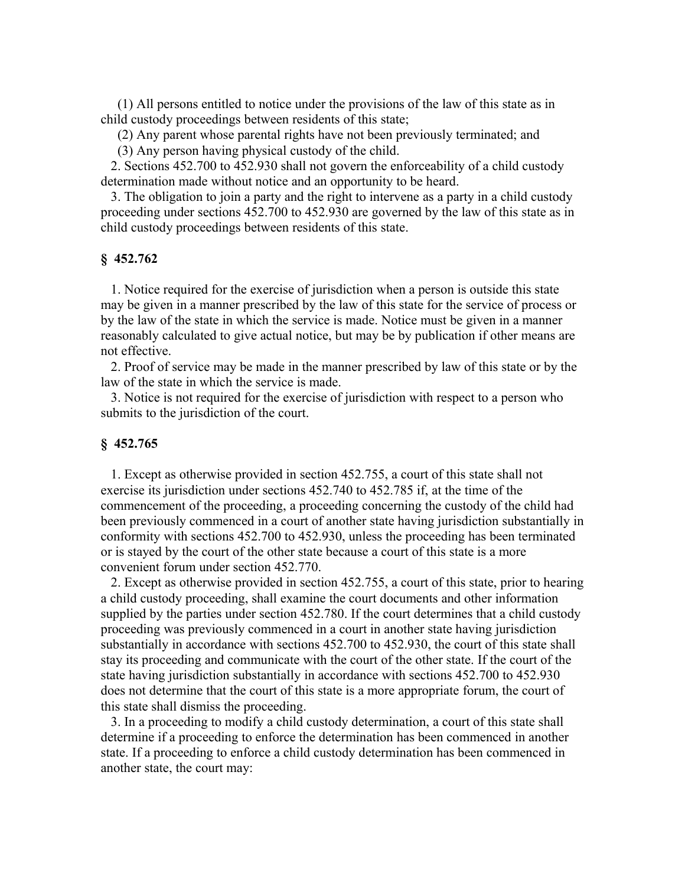(1) All persons entitled to notice under the provisions of the law of this state as in child custody proceedings between residents of this state;

(2) Any parent whose parental rights have not been previously terminated; and

(3) Any person having physical custody of the child.

2. Sections 452.700 to 452.930 shall not govern the enforceability of a child custody determination made without notice and an opportunity to be heard.

3. The obligation to join a party and the right to intervene as a party in a child custody proceeding under sections 452.700 to 452.930 are governed by the law of this state as in child custody proceedings between residents of this state.

### § 452.762

1. Notice required for the exercise of jurisdiction when a person is outside this state may be given in a manner prescribed by the law of this state for the service of process or by the law of the state in which the service is made. Notice must be given in a manner reasonably calculated to give actual notice, but may be by publication if other means are not effective.

2. Proof of service may be made in the manner prescribed by law of this state or by the law of the state in which the service is made.

3. Notice is not required for the exercise of jurisdiction with respect to a person who submits to the jurisdiction of the court.

### § 452.765

1. Except as otherwise provided in section 452.755, a court of this state shall not exercise its jurisdiction under sections 452.740 to 452.785 if, at the time of the commencement of the proceeding, a proceeding concerning the custody of the child had been previously commenced in a court of another state having jurisdiction substantially in conformity with sections 452.700 to 452.930, unless the proceeding has been terminated or is stayed by the court of the other state because a court of this state is a more convenient forum under section 452.770.

2. Except as otherwise provided in section 452.755, a court of this state, prior to hearing a child custody proceeding, shall examine the court documents and other information supplied by the parties under section 452.780. If the court determines that a child custody proceeding was previously commenced in a court in another state having jurisdiction substantially in accordance with sections 452.700 to 452.930, the court of this state shall stay its proceeding and communicate with the court of the other state. If the court of the state having jurisdiction substantially in accordance with sections 452.700 to 452.930 does not determine that the court of this state is a more appropriate forum, the court of this state shall dismiss the proceeding.

3. In a proceeding to modify a child custody determination, a court of this state shall determine if a proceeding to enforce the determination has been commenced in another state. If a proceeding to enforce a child custody determination has been commenced in another state, the court may: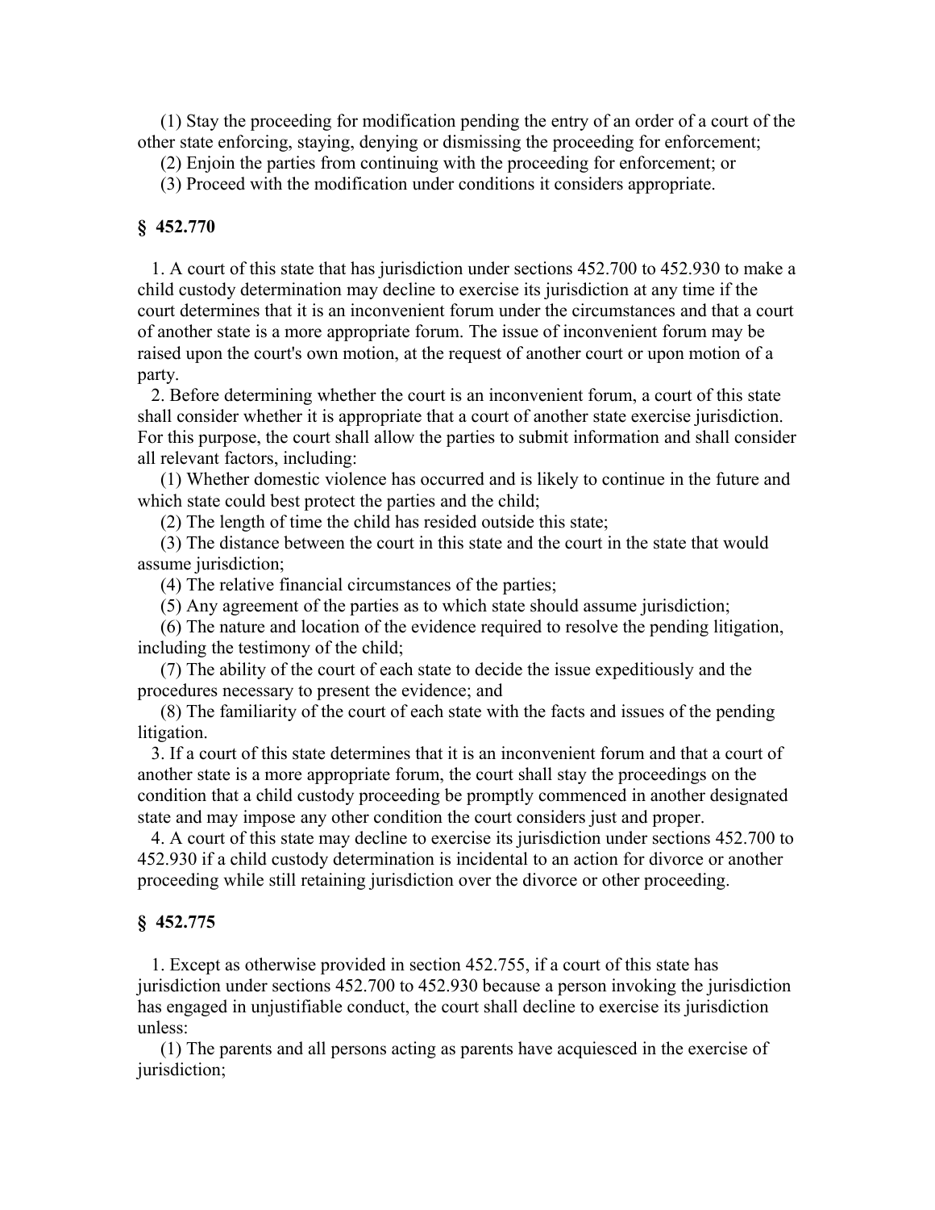(1) Stay the proceeding for modification pending the entry of an order of a court of the other state enforcing, staying, denying or dismissing the proceeding for enforcement;

(2) Enjoin the parties from continuing with the proceeding for enforcement; or

(3) Proceed with the modification under conditions it considers appropriate.

**§ 452.770**

1. A court of this state that has jurisdiction under sections 452.700 to 452.930 to make a child custody determination may decline to exercise its jurisdiction at any time if the court determines that it is an inconvenient forum under the circumstances and that a court of another state is a more appropriate forum. The issue of inconvenient forum may be raised upon the court's own motion, at the request of another court or upon motion of a party.

2. Before determining whether the court is an inconvenient forum, a court of this state shall consider whether it is appropriate that a court of another state exercise jurisdiction. For this purpose, the court shall allow the parties to submit information and shall consider all relevant factors, including:

(1) Whether domestic violence has occurred and is likely to continue in the future and which state could best protect the parties and the child;

(2) The length of time the child has resided outside this state;

(3) The distance between the court in this state and the court in the state that would assume jurisdiction;

(4) The relative financial circumstances of the parties;

(5) Any agreement of the parties as to which state should assume jurisdiction;

(6) The nature and location of the evidence required to resolve the pending litigation, including the testimony of the child;

(7) The ability of the court of each state to decide the issue expeditiously and the procedures necessary to present the evidence; and

(8) The familiarity of the court of each state with the facts and issues of the pending litigation.

3. If a court of this state determines that it is an inconvenient forum and that a court of another state is a more appropriate forum, the court shall stay the proceedings on the condition that a child custody proceeding be promptly commenced in another designated state and may impose any other condition the court considers just and proper.

4. A court of this state may decline to exercise its jurisdiction under sections 452.700 to 452.930 if a child custody determination is incidental to an action for divorce or another proceeding while still retaining jurisdiction over the divorce or other proceeding.

**§ 452.775**

1. Except as otherwise provided in section 452.755, if a court of this state has jurisdiction under sections 452.700 to 452.930 because a person invoking the jurisdiction has engaged in unjustifiable conduct, the court shall decline to exercise its jurisdiction unless:

(1) The parents and all persons acting as parents have acquiesced in the exercise of jurisdiction;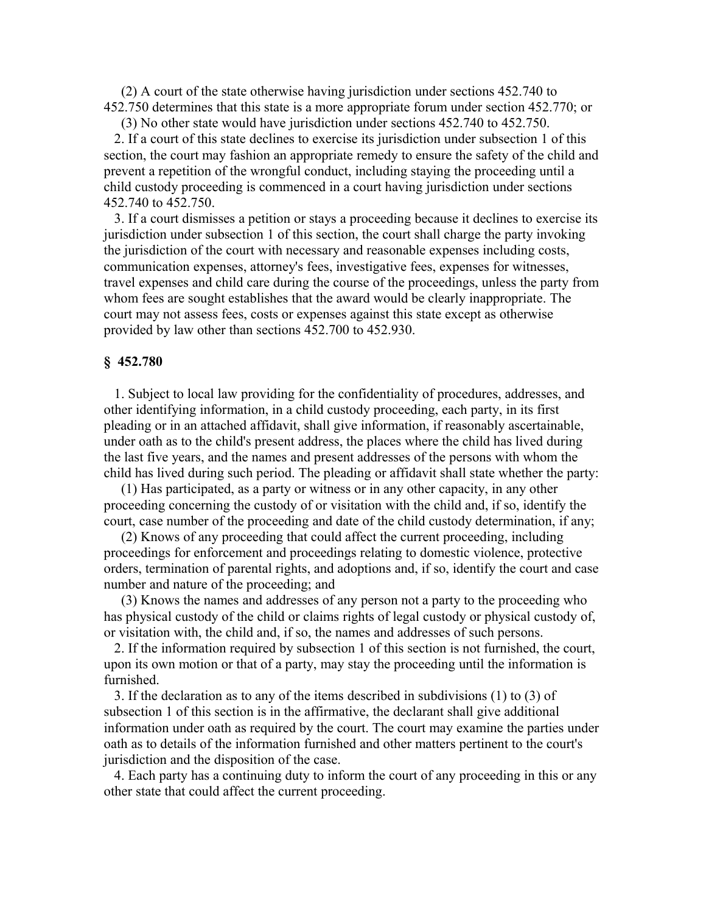(2) A court of the state otherwise having jurisdiction under sections 452.740 to 452.750 determines that this state is a more appropriate forum under section 452.770; or

(3) No other state would have jurisdiction under sections 452.740 to 452.750.

2. If a court of this state declines to exercise its jurisdiction under subsection 1 of this section, the court may fashion an appropriate remedy to ensure the safety of the child and prevent a repetition of the wrongful conduct, including staying the proceeding until a child custody proceeding is commenced in a court having jurisdiction under sections 452.740 to 452.750.

3. If a court dismisses a petition or stays a proceeding because it declines to exercise its jurisdiction under subsection 1 of this section, the court shall charge the party invoking the jurisdiction of the court with necessary and reasonable expenses including costs, communication expenses, attorney's fees, investigative fees, expenses for witnesses, travel expenses and child care during the course of the proceedings, unless the party from whom fees are sought establishes that the award would be clearly inappropriate. The court may not assess fees, costs or expenses against this state except as otherwise provided by law other than sections 452.700 to 452.930.

**§ 452.780**

1. Subject to local law providing for the confidentiality of procedures, addresses, and other identifying information, in a child custody proceeding, each party, in its first pleading or in an attached affidavit, shall give information, if reasonably ascertainable, under oath as to the child's present address, the places where the child has lived during the last five years, and the names and present addresses of the persons with whom the child has lived during such period. The pleading or affidavit shall state whether the party:

(1) Has participated, as a party or witness or in any other capacity, in any other proceeding concerning the custody of or visitation with the child and, if so, identify the court, case number of the proceeding and date of the child custody determination, if any;

(2) Knows of any proceeding that could affect the current proceeding, including proceedings for enforcement and proceedings relating to domestic violence, protective orders, termination of parental rights, and adoptions and, if so, identify the court and case number and nature of the proceeding; and

(3) Knows the names and addresses of any person not a party to the proceeding who has physical custody of the child or claims rights of legal custody or physical custody of, or visitation with, the child and, if so, the names and addresses of such persons.

2. If the information required by subsection 1 of this section is not furnished, the court, upon its own motion or that of a party, may stay the proceeding until the information is furnished.

3. If the declaration as to any of the items described in subdivisions (1) to (3) of subsection 1 of this section is in the affirmative, the declarant shall give additional information under oath as required by the court. The court may examine the parties under oath as to details of the information furnished and other matters pertinent to the court's jurisdiction and the disposition of the case.

4. Each party has a continuing duty to inform the court of any proceeding in this or any other state that could affect the current proceeding.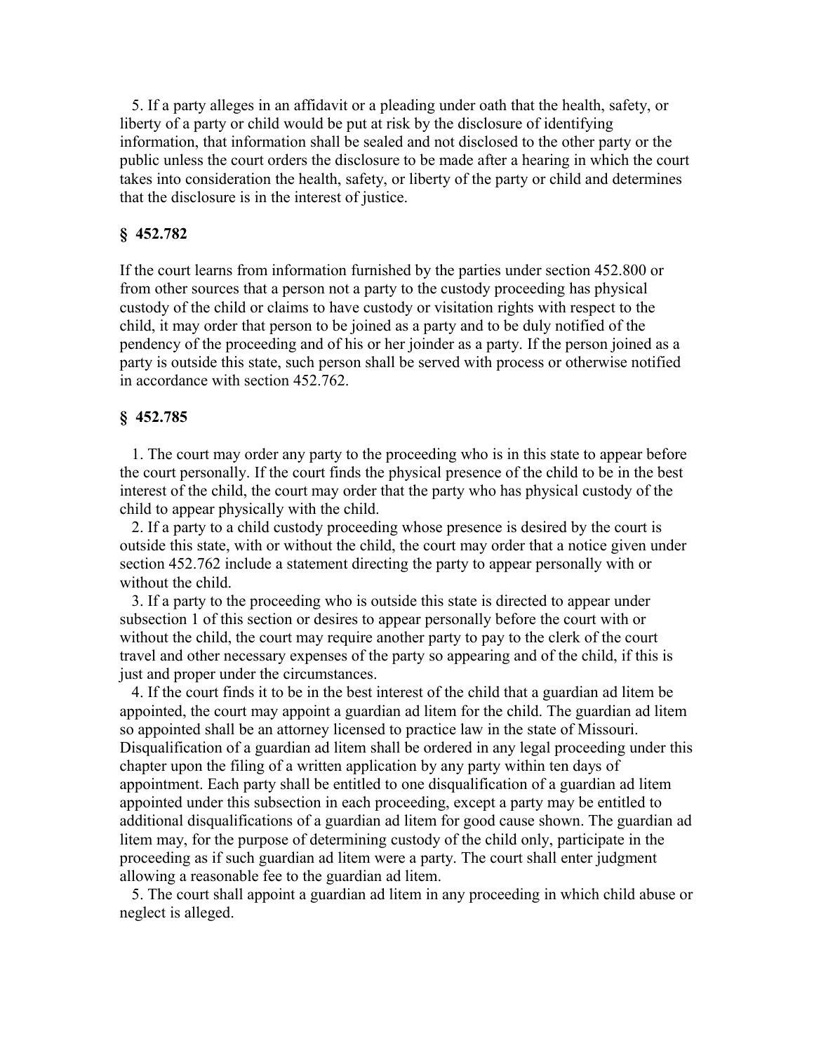5. If a party alleges in an affidavit or a pleading under oath that the health, safety, or liberty of a party or child would be put at risk by the disclosure of identifying information, that information shall be sealed and not disclosed to the other party or the public unless the court orders the disclosure to be made after a hearing in which the court takes into consideration the health, safety, or liberty of the party or child and determines that the disclosure is in the interest of justice.

### § 452.782

If the court learns from information furnished by the parties under section 452.800 or from other sources that a person not a party to the custody proceeding has physical custody of the child or claims to have custody or visitation rights with respect to the child, it may order that person to be joined as a party and to be duly notified of the pendency of the proceeding and of his or her joinder as a party. If the person joined as a party is outside this state, such person shall be served with process or otherwise notified in accordance with section 452.762.

### § 452.785

1. The court may order any party to the proceeding who is in this state to appear before the court personally. If the court finds the physical presence of the child to be in the best interest of the child, the court may order that the party who has physical custody of the child to appear physically with the child.

2. If a party to a child custody proceeding whose presence is desired by the court is outside this state, with or without the child, the court may order that a notice given under section 452.762 include a statement directing the party to appear personally with or without the child.

3. If a party to the proceeding who is outside this state is directed to appear under subsection 1 of this section or desires to appear personally before the court with or without the child, the court may require another party to pay to the clerk of the court travel and other necessary expenses of the party so appearing and of the child, if this is just and proper under the circumstances.

4. If the court finds it to be in the best interest of the child that a guardian ad litem be appointed, the court may appoint a guardian ad litem for the child. The guardian ad litem so appointed shall be an attorney licensed to practice law in the state of Missouri. Disqualification of a guardian ad litem shall be ordered in any legal proceeding under this chapter upon the filing of a written application by any party within ten days of appointment. Each party shall be entitled to one disqualification of a guardian ad litem appointed under this subsection in each proceeding, except a party may be entitled to additional disqualifications of a guardian ad litem for good cause shown. The guardian ad litem may, for the purpose of determining custody of the child only, participate in the proceeding as if such guardian ad litem were a party. The court shall enter judgment allowing a reasonable fee to the guardian ad litem.

5. The court shall appoint a guardian ad litem in any proceeding in which child abuse or neglect is alleged.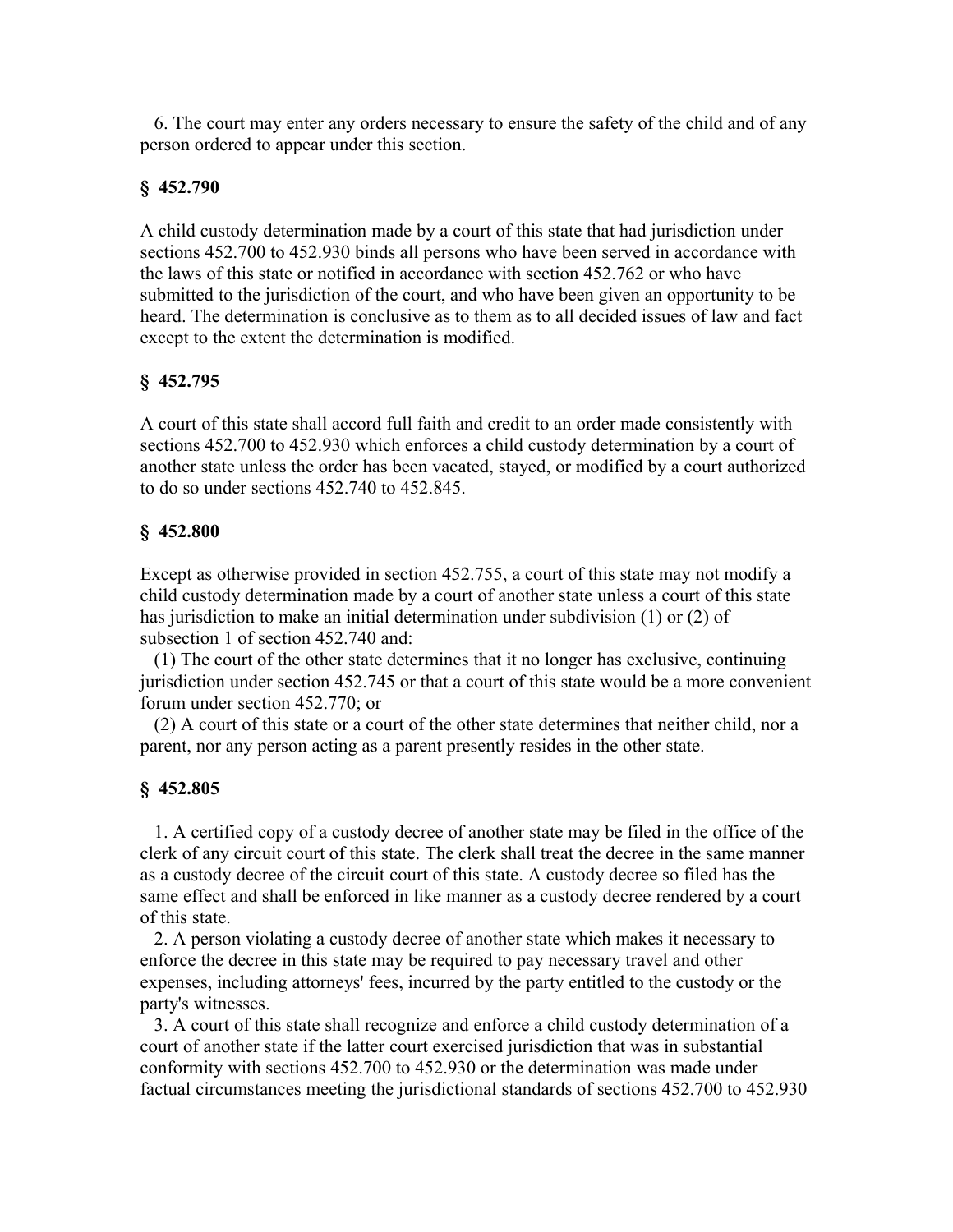6. The court may enter any orders necessary to ensure the safety of the child and of any person ordered to appear under this section.

### § 452.790

A child custody determination made by a court of this state that had jurisdiction under sections 452.700 to 452.930 binds all persons who have been served in accordance with the laws of this state or notified in accordance with section 452.762 or who have submitted to the jurisdiction of the court, and who have been given an opportunity to be heard. The determination is conclusive as to them as to all decided issues of law and fact except to the extent the determination is modified.

### § 452.795

A court of this state shall accord full faith and credit to an order made consistently with sections 452.700 to 452.930 which enforces a child custody determination by a court of another state unless the order has been vacated, stayed, or modified by a court authorized to do so under sections 452.740 to 452.845.

### § 452.800

Except as otherwise provided in section 452.755, a court of this state may not modify a child custody determination made by a court of another state unless a court of this state has jurisdiction to make an initial determination under subdivision (1) or (2) of subsection 1 of section 452.740 and:

(1) The court of the other state determines that it no longer has exclusive, continuing jurisdiction under section 452.745 or that a court of this state would be a more convenient forum under section 452.770; or

(2) A court of this state or a court of the other state determines that neither child, nor a parent, nor any person acting as a parent presently resides in the other state.

### § 452.805

1. A certified copy of a custody decree of another state may be filed in the office of the clerk of any circuit court of this state. The clerk shall treat the decree in the same manner as a custody decree of the circuit court of this state. A custody decree so filed has the same effect and shall be enforced in like manner as a custody decree rendered by a court of this state.

2. A person violating a custody decree of another state which makes it necessary to enforce the decree in this state may be required to pay necessary travel and other expenses, including attorneys' fees, incurred by the party entitled to the custody or the party's witnesses.

3. A court of this state shall recognize and enforce a child custody determination of a court of another state if the latter court exercised jurisdiction that was in substantial conformity with sections 452.700 to 452.930 or the determination was made under factual circumstances meeting the jurisdictional standards of sections 452.700 to 452.930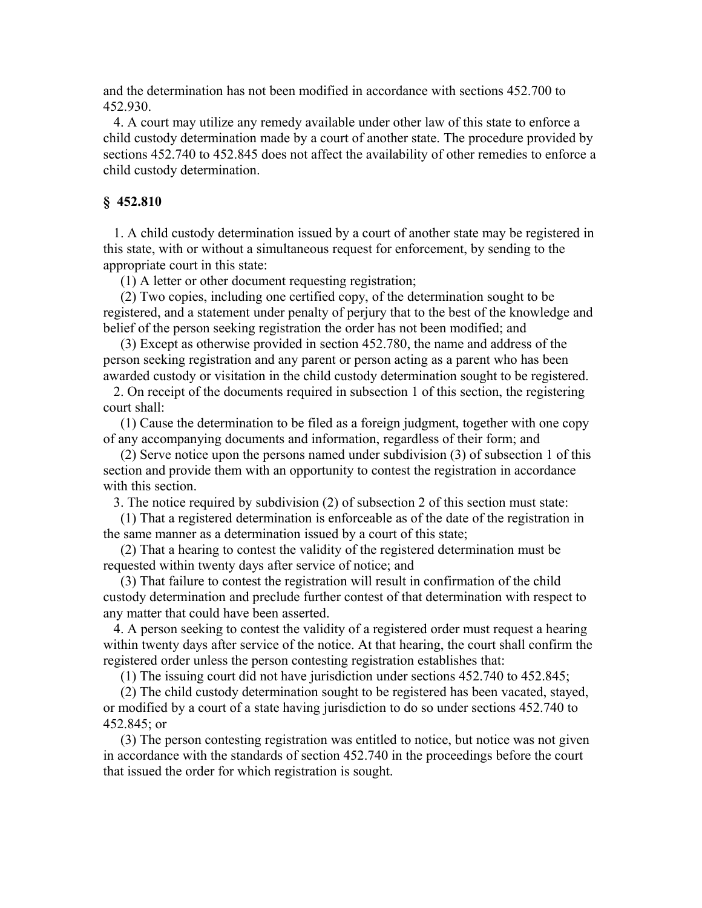and the determination has not been modified in accordance with sections 452.700 to 452.930.

4. A court may utilize any remedy available under other law of this state to enforce a child custody determination made by a court of another state. The procedure provided by sections 452.740 to 452.845 does not affect the availability of other remedies to enforce a child custody determination.

### § 452.810

1. A child custody determination issued by a court of another state may be registered in this state, with or without a simultaneous request for enforcement, by sending to the appropriate court in this state:

(1) A letter or other document requesting registration;

(2) Two copies, including one certified copy, of the determination sought to be registered, and a statement under penalty of perjury that to the best of the knowledge and belief of the person seeking registration the order has not been modified; and

(3) Except as otherwise provided in section 452.780, the name and address of the person seeking registration and any parent or person acting as a parent who has been awarded custody or visitation in the child custody determination sought to be registered.

2. On receipt of the documents required in subsection 1 of this section, the registering court shall:

(1) Cause the determination to be filed as a foreign judgment, together with one copy of any accompanying documents and information, regardless of their form; and

(2) Serve notice upon the persons named under subdivision (3) of subsection 1 of this section and provide them with an opportunity to contest the registration in accordance with this section.

3. The notice required by subdivision (2) of subsection 2 of this section must state:

(1) That a registered determination is enforceable as of the date of the registration in the same manner as a determination issued by a court of this state;

(2) That a hearing to contest the validity of the registered determination must be requested within twenty days after service of notice; and

(3) That failure to contest the registration will result in confirmation of the child custody determination and preclude further contest of that determination with respect to any matter that could have been asserted.

4. A person seeking to contest the validity of a registered order must request a hearing within twenty days after service of the notice. At that hearing, the court shall confirm the registered order unless the person contesting registration establishes that:

(1) The issuing court did not have jurisdiction under sections 452.740 to 452.845;

(2) The child custody determination sought to be registered has been vacated, stayed, or modified by a court of a state having jurisdiction to do so under sections 452.740 to 452.845; or

(3) The person contesting registration was entitled to notice, but notice was not given in accordance with the standards of section 452.740 in the proceedings before the court that issued the order for which registration is sought.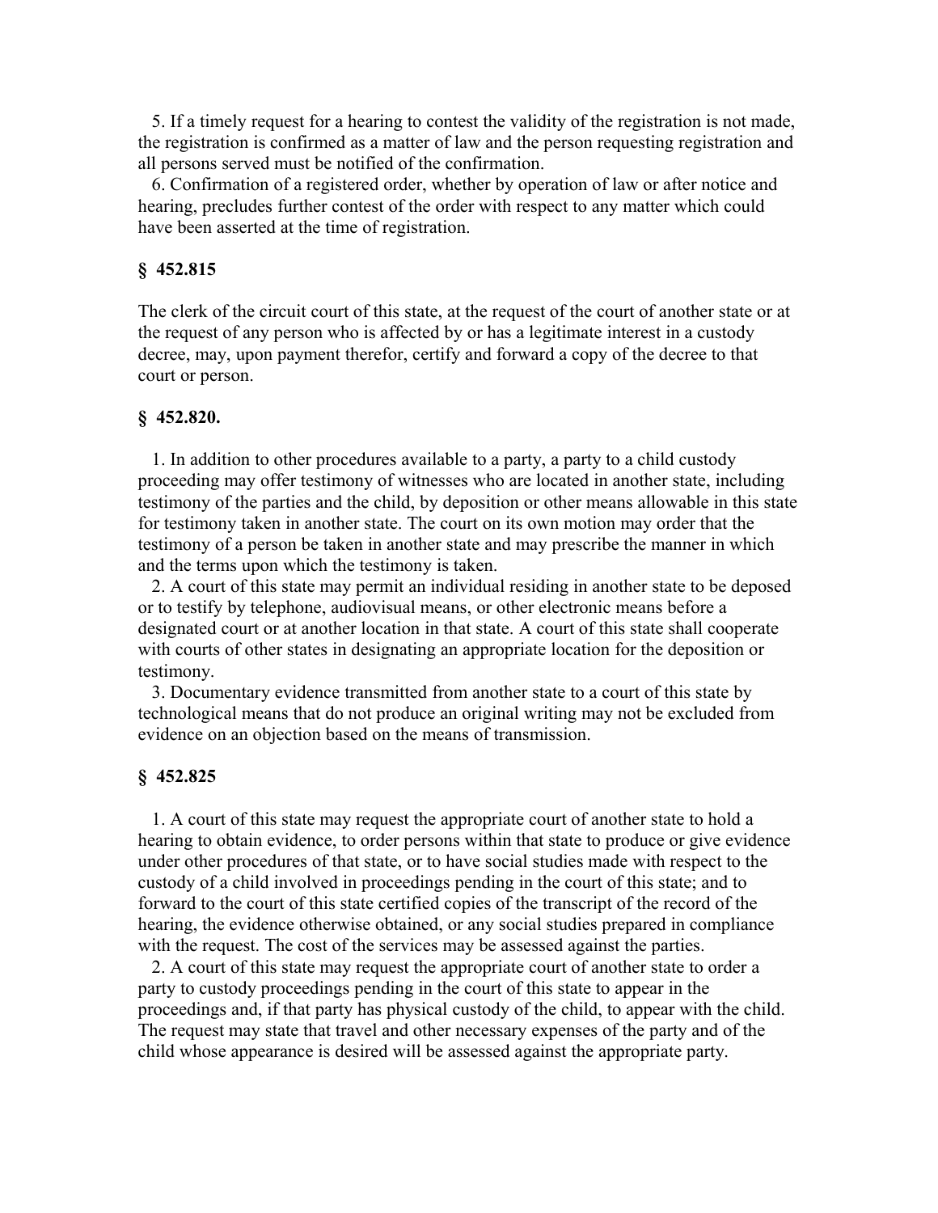5. If a timely request for a hearing to contest the validity of the registration is not made, the registration is confirmed as a matter of law and the person requesting registration and all persons served must be notified of the confirmation.

6. Confirmation of a registered order, whether by operation of law or after notice and hearing, precludes further contest of the order with respect to any matter which could have been asserted at the time of registration.

### § 452.815

The clerk of the circuit court of this state, at the request of the court of another state or at the request of any person who is affected by or has a legitimate interest in a custody decree, may, upon payment therefor, certify and forward a copy of the decree to that court or person.

### § 452.820.

1. In addition to other procedures available to a party, a party to a child custody proceeding may offer testimony of witnesses who are located in another state, including testimony of the parties and the child, by deposition or other means allowable in this state for testimony taken in another state. The court on its own motion may order that the testimony of a person be taken in another state and may prescribe the manner in which and the terms upon which the testimony is taken.

2. A court of this state may permit an individual residing in another state to be deposed or to testify by telephone, audiovisual means, or other electronic means before a designated court or at another location in that state. A court of this state shall cooperate with courts of other states in designating an appropriate location for the deposition or testimony.

3. Documentary evidence transmitted from another state to a court of this state by technological means that do not produce an original writing may not be excluded from evidence on an objection based on the means of transmission.

### § 452.825

1. A court of this state may request the appropriate court of another state to hold a hearing to obtain evidence, to order persons within that state to produce or give evidence under other procedures of that state, or to have social studies made with respect to the custody of a child involved in proceedings pending in the court of this state; and to forward to the court of this state certified copies of the transcript of the record of the hearing, the evidence otherwise obtained, or any social studies prepared in compliance with the request. The cost of the services may be assessed against the parties.

2. A court of this state may request the appropriate court of another state to order a party to custody proceedings pending in the court of this state to appear in the proceedings and, if that party has physical custody of the child, to appear with the child. The request may state that travel and other necessary expenses of the party and of the child whose appearance is desired will be assessed against the appropriate party.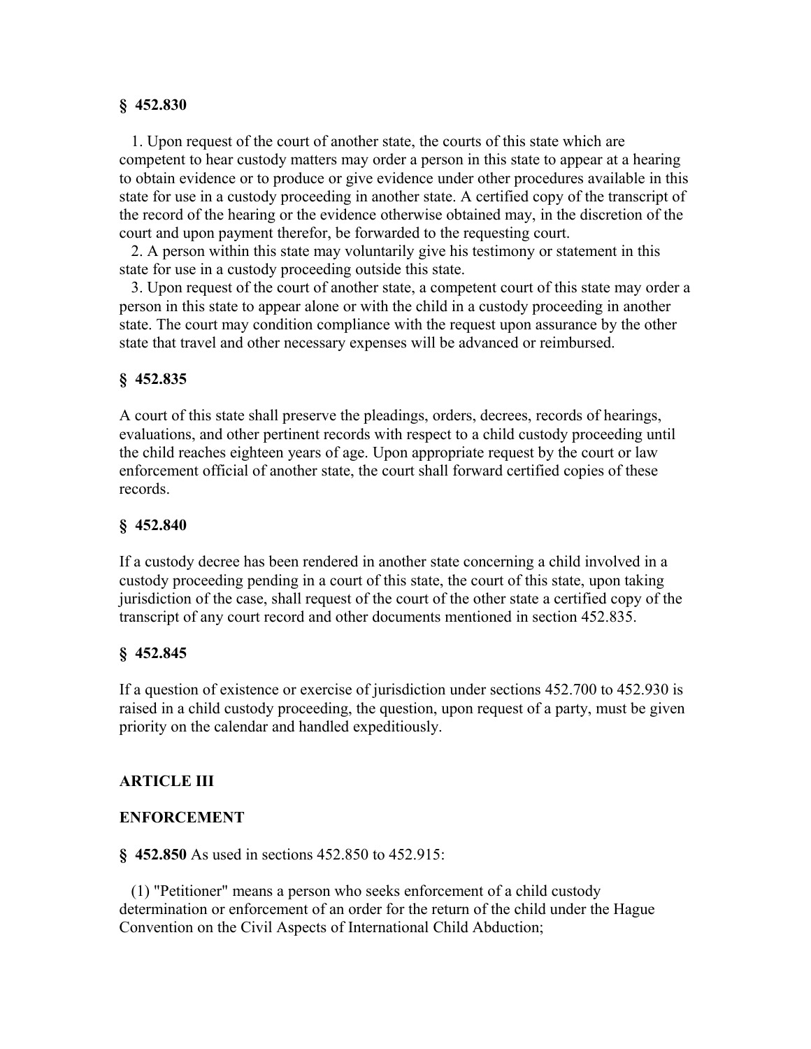**§ 452.830**

1. Upon request of the court of another state, the courts of this state which are competent to hear custody matters may order a person in this state to appear at a hearing to obtain evidence or to produce or give evidence under other procedures available in this state for use in a custody proceeding in another state. A certified copy of the transcript of the record of the hearing or the evidence otherwise obtained may, in the discretion of the court and upon payment therefor, be forwarded to the requesting court.

2. A person within this state may voluntarily give his testimony or statement in this state for use in a custody proceeding outside this state.

3. Upon request of the court of another state, a competent court of this state may order a person in this state to appear alone or with the child in a custody proceeding in another state. The court may condition compliance with the request upon assurance by the other state that travel and other necessary expenses will be advanced or reimbursed.

**§ 452.835**

A court of this state shall preserve the pleadings, orders, decrees, records of hearings, evaluations, and other pertinent records with respect to a child custody proceeding until the child reaches eighteen years of age. Upon appropriate request by the court or law enforcement official of another state, the court shall forward certified copies of these records.

**§ 452.840**

If a custody decree has been rendered in another state concerning a child involved in a custody proceeding pending in a court of this state, the court of this state, upon taking jurisdiction of the case, shall request of the court of the other state a certified copy of the transcript of any court record and other documents mentioned in section 452.835.

**§ 452.845**

If a question of existence or exercise of jurisdiction under sections 452.700 to 452.930 is raised in a child custody proceeding, the question, upon request of a party, must be given priority on the calendar and handled expeditiously.

**ARTICLE III**

**ENFORCEMENT**

**§ 452.850** As used in sections 452.850 to 452.915:

(1) "Petitioner" means a person who seeks enforcement of a child custody determination or enforcement of an order for the return of the child under the Hague Convention on the Civil Aspects of International Child Abduction;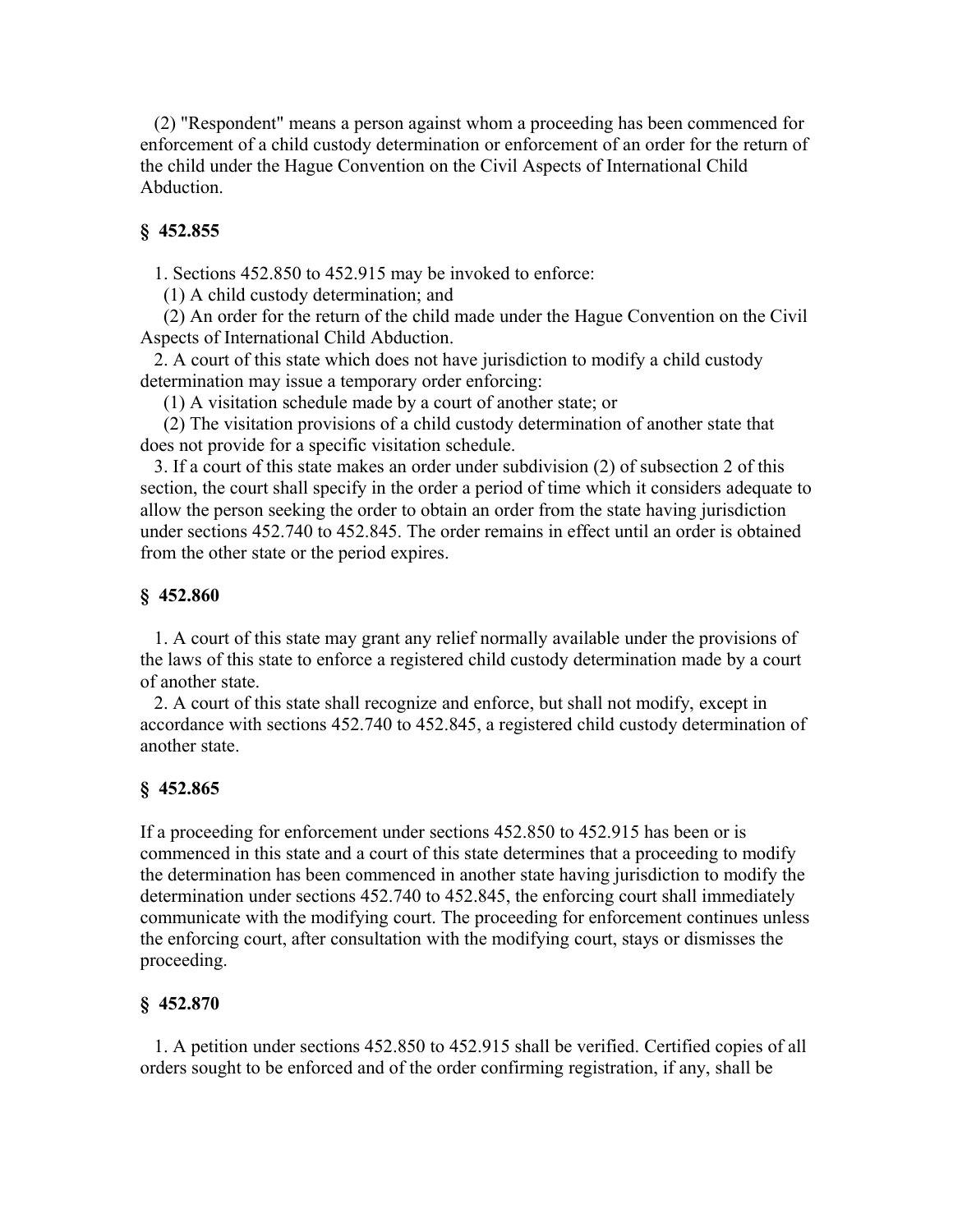(2) "Respondent" means a person against whom a proceeding has been commenced for enforcement of a child custody determination or enforcement of an order for the return of the child under the Hague Convention on the Civil Aspects of International Child Abduction.

### § 452.855

1. Sections 452.850 to 452.915 may be invoked to enforce:

(1) A child custody determination; and

(2) An order for the return of the child made under the Hague Convention on the Civil Aspects of International Child Abduction.

2. A court of this state which does not have jurisdiction to modify a child custody determination may issue a temporary order enforcing:

(1) A visitation schedule made by a court of another state; or

(2) The visitation provisions of a child custody determination of another state that does not provide for a specific visitation schedule.

3. If a court of this state makes an order under subdivision (2) of subsection 2 of this section, the court shall specify in the order a period of time which it considers adequate to allow the person seeking the order to obtain an order from the state having jurisdiction under sections 452.740 to 452.845. The order remains in effect until an order is obtained from the other state or the period expires.

### § 452.860

1. A court of this state may grant any relief normally available under the provisions of the laws of this state to enforce a registered child custody determination made by a court of another state.

2. A court of this state shall recognize and enforce, but shall not modify, except in accordance with sections 452.740 to 452.845, a registered child custody determination of another state.

### § 452.865

If a proceeding for enforcement under sections 452.850 to 452.915 has been or is commenced in this state and a court of this state determines that a proceeding to modify the determination has been commenced in another state having jurisdiction to modify the determination under sections 452.740 to 452.845, the enforcing court shall immediately communicate with the modifying court. The proceeding for enforcement continues unless the enforcing court, after consultation with the modifying court, stays or dismisses the proceeding.

### § 452.870

1. A petition under sections 452.850 to 452.915 shall be verified. Certified copies of all orders sought to be enforced and of the order confirming registration, if any, shall be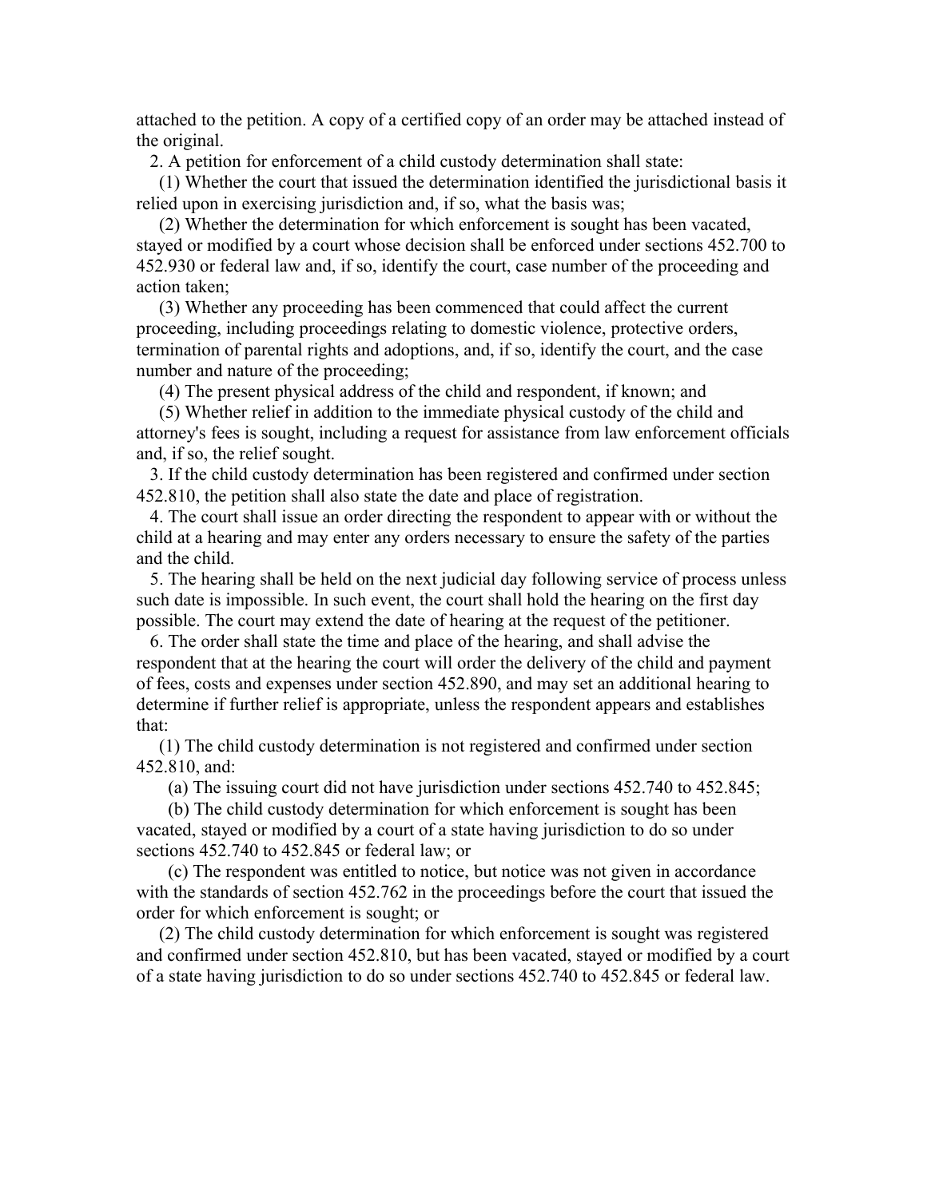attached to the petition. A copy of a certified copy of an order may be attached instead of the original.

2. A petition for enforcement of a child custody determination shall state:

(1) Whether the court that issued the determination identified the jurisdictional basis it relied upon in exercising jurisdiction and, if so, what the basis was;

(2) Whether the determination for which enforcement is sought has been vacated, stayed or modified by a court whose decision shall be enforced under sections 452.700 to 452.930 or federal law and, if so, identify the court, case number of the proceeding and action taken;

(3) Whether any proceeding has been commenced that could affect the current proceeding, including proceedings relating to domestic violence, protective orders, termination of parental rights and adoptions, and, if so, identify the court, and the case number and nature of the proceeding;

(4) The present physical address of the child and respondent, if known; and

(5) Whether relief in addition to the immediate physical custody of the child and attorney's fees is sought, including a request for assistance from law enforcement officials and, if so, the relief sought.

3. If the child custody determination has been registered and confirmed under section 452.810, the petition shall also state the date and place of registration.

4. The court shall issue an order directing the respondent to appear with or without the child at a hearing and may enter any orders necessary to ensure the safety of the parties and the child.

5. The hearing shall be held on the next judicial day following service of process unless such date is impossible. In such event, the court shall hold the hearing on the first day possible. The court may extend the date of hearing at the request of the petitioner.

6. The order shall state the time and place of the hearing, and shall advise the respondent that at the hearing the court will order the delivery of the child and payment of fees, costs and expenses under section 452.890, and may set an additional hearing to determine if further relief is appropriate, unless the respondent appears and establishes that:

(1) The child custody determination is not registered and confirmed under section 452.810, and:

(a) The issuing court did not have jurisdiction under sections 452.740 to 452.845;

(b) The child custody determination for which enforcement is sought has been vacated, stayed or modified by a court of a state having jurisdiction to do so under sections 452.740 to 452.845 or federal law; or

(c) The respondent was entitled to notice, but notice was not given in accordance with the standards of section 452.762 in the proceedings before the court that issued the order for which enforcement is sought; or

(2) The child custody determination for which enforcement is sought was registered and confirmed under section 452.810, but has been vacated, stayed or modified by a court of a state having jurisdiction to do so under sections 452.740 to 452.845 or federal law.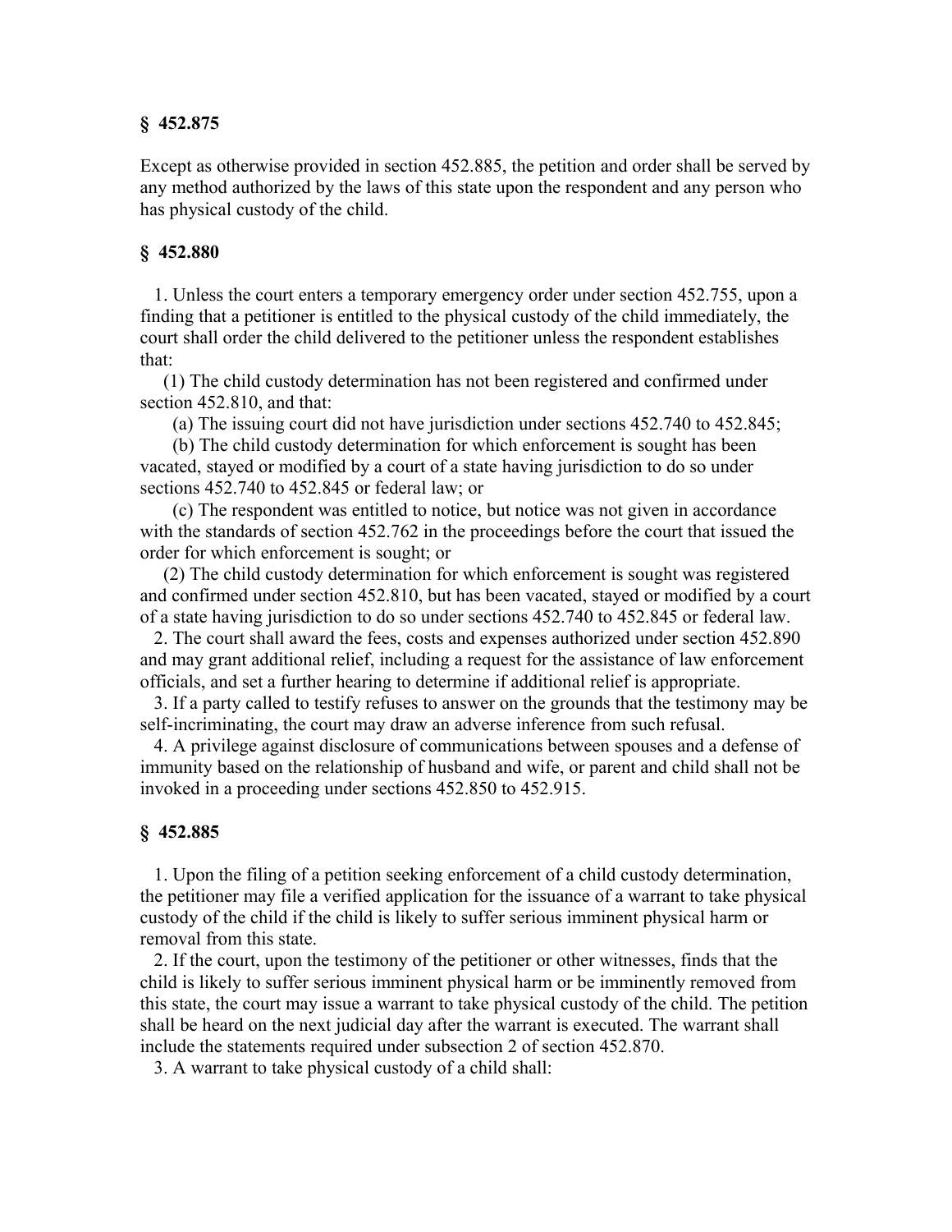### § 452.875

Except as otherwise provided in section 452.885, the petition and order shall be served by any method authorized by the laws of this state upon the respondent and any person who has physical custody of the child.

### § 452.880

1. Unless the court enters a temporary emergency order under section 452.755, upon a finding that a petitioner is entitled to the physical custody of the child immediately, the court shall order the child delivered to the petitioner unless the respondent establishes that:

(1) The child custody determination has not been registered and confirmed under section 452.810, and that:

(a) The issuing court did not have jurisdiction under sections 452.740 to 452.845;

(b) The child custody determination for which enforcement is sought has been vacated, stayed or modified by a court of a state having jurisdiction to do so under sections 452.740 to 452.845 or federal law; or

(c) The respondent was entitled to notice, but notice was not given in accordance with the standards of section 452.762 in the proceedings before the court that issued the order for which enforcement is sought; or

(2) The child custody determination for which enforcement is sought was registered and confirmed under section 452.810, but has been vacated, stayed or modified by a court of a state having jurisdiction to do so under sections 452.740 to 452.845 or federal law.

2. The court shall award the fees, costs and expenses authorized under section 452.890 and may grant additional relief, including a request for the assistance of law enforcement officials, and set a further hearing to determine if additional relief is appropriate.

3. If a party called to testify refuses to answer on the grounds that the testimony may be self-incriminating, the court may draw an adverse inference from such refusal.

4. A privilege against disclosure of communications between spouses and a defense of immunity based on the relationship of husband and wife, or parent and child shall not be invoked in a proceeding under sections 452.850 to 452.915.

### § 452.885

1. Upon the filing of a petition seeking enforcement of a child custody determination, the petitioner may file a verified application for the issuance of a warrant to take physical custody of the child if the child is likely to suffer serious imminent physical harm or removal from this state.

2. If the court, upon the testimony of the petitioner or other witnesses, finds that the child is likely to suffer serious imminent physical harm or be imminently removed from this state, the court may issue a warrant to take physical custody of the child. The petition shall be heard on the next judicial day after the warrant is executed. The warrant shall include the statements required under subsection 2 of section 452.870.

3. A warrant to take physical custody of a child shall: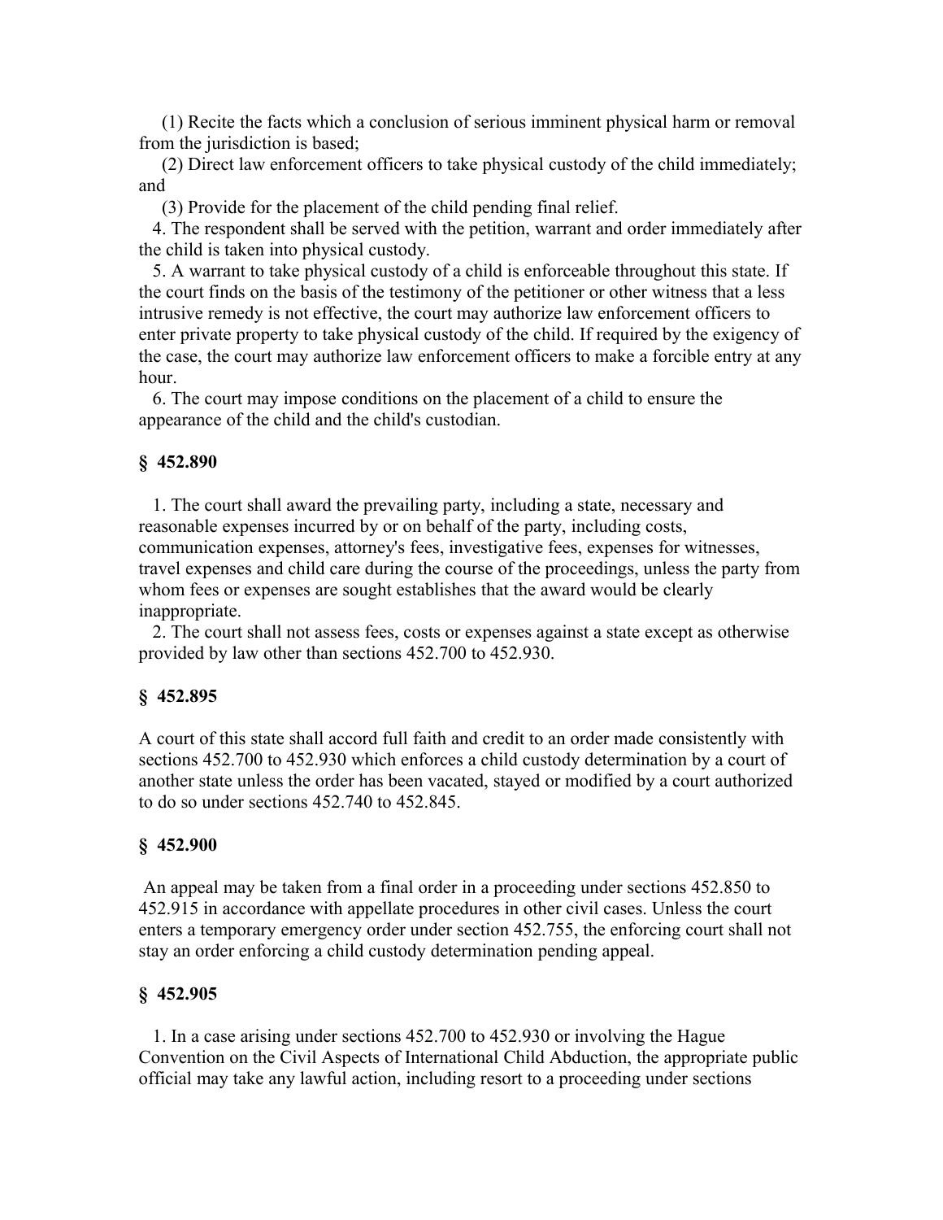(1) Recite the facts which a conclusion of serious imminent physical harm or removal from the jurisdiction is based;

(2) Direct law enforcement officers to take physical custody of the child immediately; and

(3) Provide for the placement of the child pending final relief.

4. The respondent shall be served with the petition, warrant and order immediately after the child is taken into physical custody.

5. A warrant to take physical custody of a child is enforceable throughout this state. If the court finds on the basis of the testimony of the petitioner or other witness that a less intrusive remedy is not effective, the court may authorize law enforcement officers to enter private property to take physical custody of the child. If required by the exigency of the case, the court may authorize law enforcement officers to make a forcible entry at any hour.

6. The court may impose conditions on the placement of a child to ensure the appearance of the child and the child's custodian.

**§ 452.890**

1. The court shall award the prevailing party, including a state, necessary and reasonable expenses incurred by or on behalf of the party, including costs, communication expenses, attorney's fees, investigative fees, expenses for witnesses, travel expenses and child care during the course of the proceedings, unless the party from whom fees or expenses are sought establishes that the award would be clearly inappropriate.

2. The court shall not assess fees, costs or expenses against a state except as otherwise provided by law other than sections 452.700 to 452.930.

**§ 452.895**

A court of this state shall accord full faith and credit to an order made consistently with sections 452.700 to 452.930 which enforces a child custody determination by a court of another state unless the order has been vacated, stayed or modified by a court authorized to do so under sections 452.740 to 452.845.

**§ 452.900**

An appeal may be taken from a final order in a proceeding under sections 452.850 to 452.915 in accordance with appellate procedures in other civil cases. Unless the court enters a temporary emergency order under section 452.755, the enforcing court shall not stay an order enforcing a child custody determination pending appeal.

**§ 452.905**

1. In a case arising under sections 452.700 to 452.930 or involving the Hague Convention on the Civil Aspects of International Child Abduction, the appropriate public official may take any lawful action, including resort to a proceeding under sections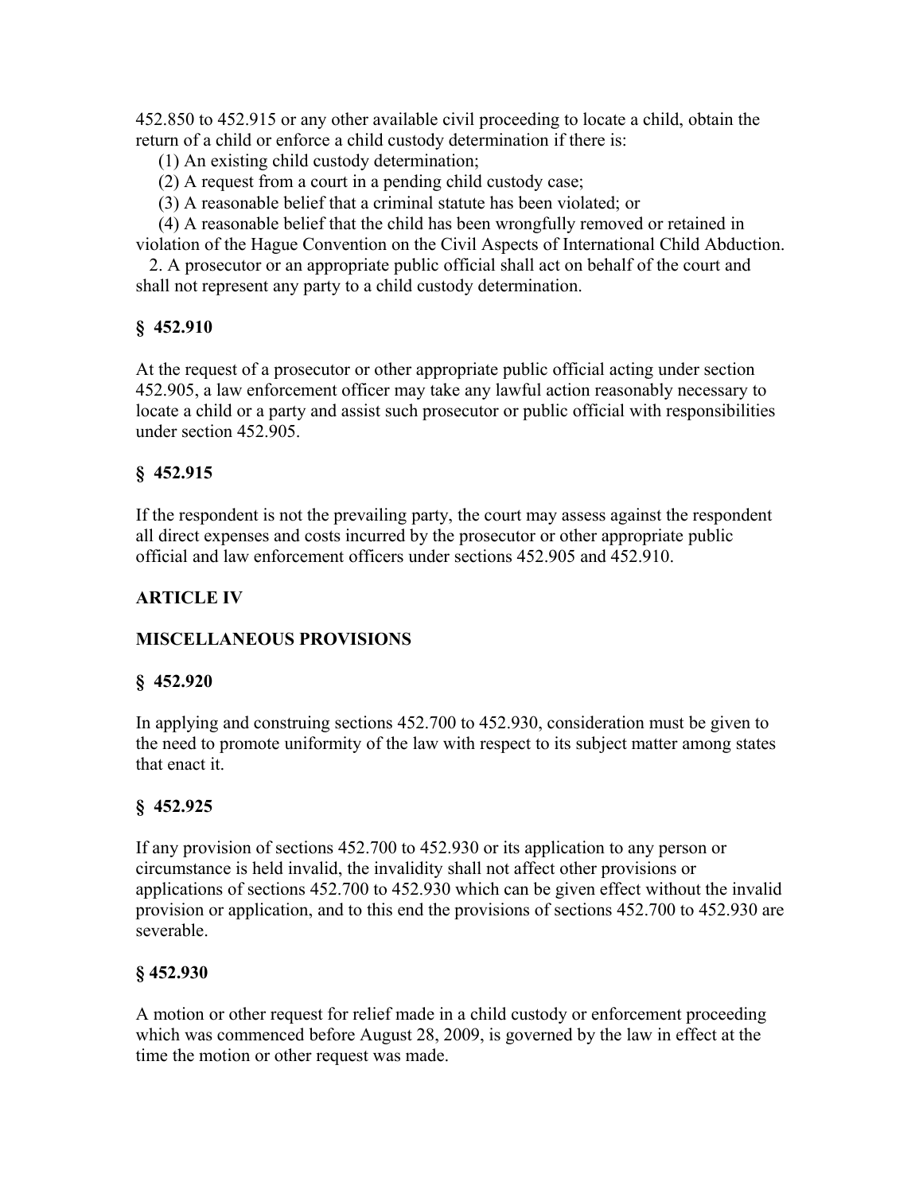452.850 to 452.915 or any other available civil proceeding to locate a child, obtain the return of a child or enforce a child custody determination if there is:

(1) An existing child custody determination;

(2) A request from a court in a pending child custody case;

(3) A reasonable belief that a criminal statute has been violated; or

(4) A reasonable belief that the child has been wrongfully removed or retained in violation of the Hague Convention on the Civil Aspects of International Child Abduction.

2. A prosecutor or an appropriate public official shall act on behalf of the court and shall not represent any party to a child custody determination.

**§ 452.910**

At the request of a prosecutor or other appropriate public official acting under section 452.905, a law enforcement officer may take any lawful action reasonably necessary to locate a child or a party and assist such prosecutor or public official with responsibilities under section 452.905.

**§ 452.915**

If the respondent is not the prevailing party, the court may assess against the respondent all direct expenses and costs incurred by the prosecutor or other appropriate public official and law enforcement officers under sections 452.905 and 452.910.

**ARTICLE IV**

**MISCELLANEOUS PROVISIONS**

**§ 452.920**

In applying and construing sections 452.700 to 452.930, consideration must be given to the need to promote uniformity of the law with respect to its subject matter among states that enact it.

**§ 452.925**

If any provision of sections 452.700 to 452.930 or its application to any person or circumstance is held invalid, the invalidity shall not affect other provisions or applications of sections 452.700 to 452.930 which can be given effect without the invalid provision or application, and to this end the provisions of sections 452.700 to 452.930 are severable.

**§ 452.930**

A motion or other request for relief made in a child custody or enforcement proceeding which was commenced before August 28, 2009, is governed by the law in effect at the time the motion or other request was made.